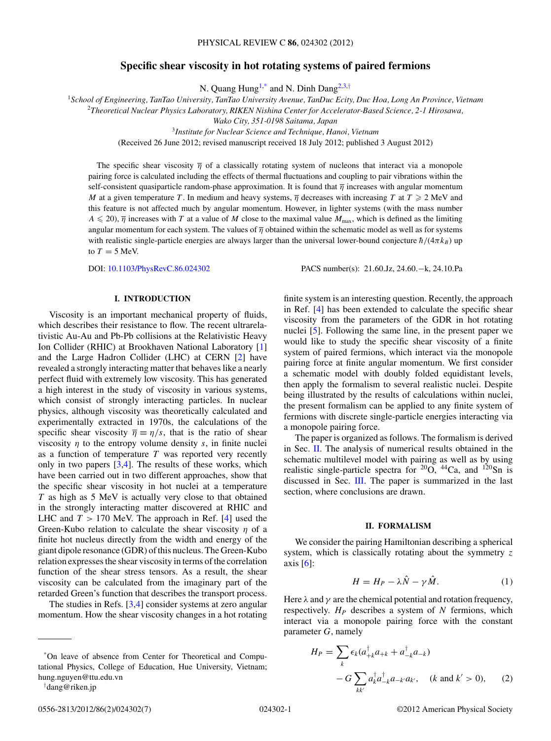# Specific shear viscosity in hot rotating systems of paired fermions

N. Quang Hung[1,*] and N. Dinh Dang[2,3,†]

[1]*School of Engineering, TanTao University, TanTao University Avenue, TanDuc Ecity, Duc Hoa, Long An Province, Vietnam*

[2]*Theoretical Nuclear Physics Laboratory, RIKEN Nishina Center for Accelerator-Based Science, 2-1 Hirosawa, Wako City, 351-0198 Saitama, Japan*

[3]*Institute for Nuclear Science and Technique, Hanoi, Vietnam*

(Received 26 June 2012; revised manuscript received 18 July 2012; published 3 August 2012)

The specific shear viscosity $\overline{\eta}$ of a classically rotating system of nucleons that interact via a monopole pairing force is calculated including the effects of thermal fluctuations and coupling to pair vibrations within the self-consistent quasiparticle random-phase approximation. It is found that $\overline{\eta}$ increases with angular momentum $M$ at a given temperature $T$. In medium and heavy systems, $\overline{\eta}$ decreases with increasing $T$ at $T \geqslant 2$ MeV and this feature is not affected much by angular momentum. However, in lighter systems (with the mass number $A \leqslant 20$), $\overline{\eta}$ increases with $T$ at a value of $M$ close to the maximal value $M_{\rm max}$, which is defined as the limiting angular momentum for each system. The values of $\overline{\eta}$ obtained within the schematic model as well as for systems with realistic single-particle energies are always larger than the universal lower-bound conjecture $\hbar/(4\pi k_B)$ up to $T = 5$ MeV.

DOI: 10.1103/PhysRevC.86.024302 PACS number(s): 21.60.Jz, 24.60.−k, 24.10.Pa

## I. INTRODUCTION

Viscosity is an important mechanical property of fluids, which describes their resistance to flow. The recent ultrarelativistic Au-Au and Pb-Pb collisions at the Relativistic Heavy Ion Collider (RHIC) at Brookhaven National Laboratory [1] and the Large Hadron Collider (LHC) at CERN [2] have revealed a strongly interacting matter that behaves like a nearly perfect fluid with extremely low viscosity. This has generated a high interest in the study of viscosity in various systems, which consist of strongly interacting particles. In nuclear physics, although viscosity was theoretically calculated and experimentally extracted in 1970s, the calculations of the specific shear viscosity $\overline{\eta} \equiv \eta/s$, that is the ratio of shear viscosity $\eta$ to the entropy volume density $s$, in finite nuclei as a function of temperature $T$ was reported very recently only in two papers [3,4]. The results of these works, which have been carried out in two different approaches, show that the specific shear viscosity in hot nuclei at a temperature $T$ as high as 5 MeV is actually very close to that obtained in the strongly interacting matter discovered at RHIC and LHC and $T > 170$ MeV. The approach in Ref. [4] used the Green-Kubo relation to calculate the shear viscosity $\eta$ of a finite hot nucleus directly from the width and energy of the giant dipole resonance (GDR) of this nucleus. The Green-Kubo relation expresses the shear viscosity in terms of the correlation function of the shear stress tensors. As a result, the shear viscosity can be calculated from the imaginary part of the retarded Green's function that describes the transport process.

The studies in Refs. [3,4] consider systems at zero angular momentum. How the shear viscosity changes in a hot rotating finite system is an interesting question. Recently, the approach in Ref. [4] has been extended to calculate the specific shear viscosity from the parameters of the GDR in hot rotating nuclei [5]. Following the same line, in the present paper we would like to study the specific shear viscosity of a finite system of paired fermions, which interact via the monopole pairing force at finite angular momentum. We first consider a schematic model with doubly folded equidistant levels, then apply the formalism to several realistic nuclei. Despite being illustrated by the results of calculations within nuclei, the present formalism can be applied to any finite system of fermions with discrete single-particle energies interacting via a monopole pairing force.

The paper is organized as follows. The formalism is derived in Sec. II. The analysis of numerical results obtained in the schematic multilevel model with pairing as well as by using realistic single-particle spectra for $^{20}$O, $^{44}$Ca, and $^{120}$Sn is discussed in Sec. III. The paper is summarized in the last section, where conclusions are drawn.

## II. FORMALISM

We consider the pairing Hamiltonian describing a spherical system, which is classically rotating about the symmetry $z$ axis [6]:

$$H = H_P - \lambda \hat{N} - \gamma \hat{M}. \quad (1)$$

Here $\lambda$ and $\gamma$ are the chemical potential and rotation frequency, respectively. $H_P$ describes a system of $N$ fermions, which interact via a monopole pairing force with the constant parameter $G$, namely

$$H_P = \sum_k \epsilon_k (a^\dagger_{+k} a_{+k} + a^\dagger_{-k} a_{-k}) - G \sum_{kk'} a^\dagger_k a^\dagger_{-k} a_{-k'} a_{k'}, \quad (k \text{ and } k' > 0), \quad (2)$$

---

*On leave of absence from Center for Theoretical and Computational Physics, College of Education, Hue University, Vietnam; hung.nguyen@ttu.edu.vn

†dang@riken.jp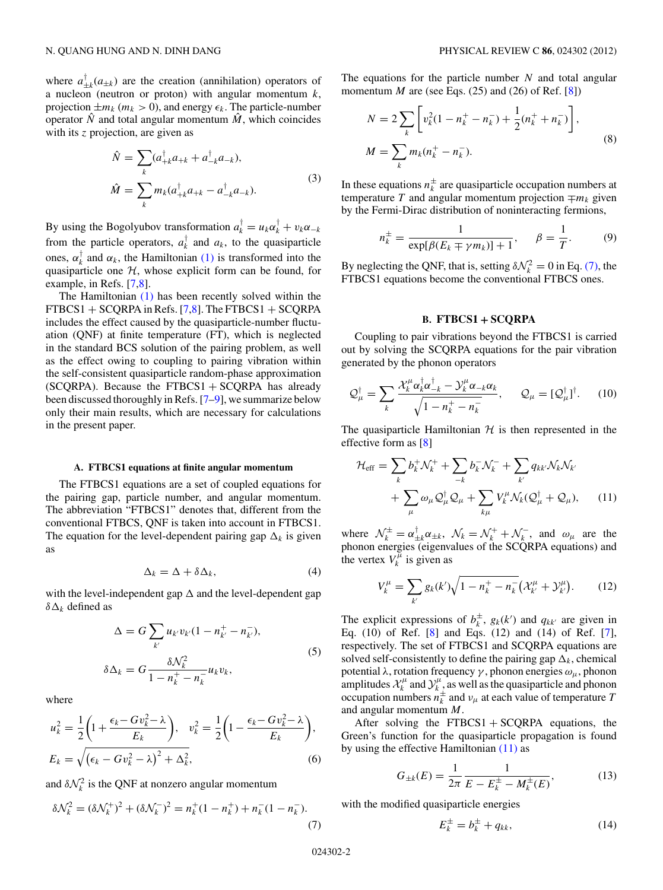where $a^\dagger_{\pm k}(a_{\pm k})$ are the creation (annihilation) operators of a nucleon (neutron or proton) with angular momentum $k$, projection $\pm m_k$ ($m_k > 0$), and energy $\epsilon_k$. The particle-number operator $\hat{N}$ and total angular momentum $\hat{M}$, which coincides with its $z$ projection, are given as

$$\hat{N} = \sum_k (a^\dagger_{+k}a_{+k} + a^\dagger_{-k}a_{-k}),$$
$$\hat{M} = \sum_k m_k(a^\dagger_{+k}a_{+k} - a^\dagger_{-k}a_{-k}). \tag{3}$$

By using the Bogolyubov transformation $a^\dagger_k = u_k\alpha^\dagger_k + v_k\alpha_{-k}$ from the particle operators, $a^\dagger_k$ and $a_k$, to the quasiparticle ones, $\alpha^\dagger_k$ and $\alpha_k$, the Hamiltonian (1) is transformed into the quasiparticle one $\mathcal{H}$, whose explicit form can be found, for example, in Refs. [7,8].

The Hamiltonian (1) has been recently solved within the FTBCS1 + SCQRPA in Refs. [7,8]. The FTBCS1 + SCQRPA includes the effect caused by the quasiparticle-number fluctuation (QNF) at finite temperature (FT), which is neglected in the standard BCS solution of the pairing problem, as well as the effect owing to coupling to pairing vibration within the self-consistent quasiparticle random-phase approximation (SCQRPA). Because the FTBCS1 + SCQRPA has already been discussed thoroughly in Refs. [7–9], we summarize below only their main results, which are necessary for calculations in the present paper.

### A. FTBCS1 equations at finite angular momentum

The FTBCS1 equations are a set of coupled equations for the pairing gap, particle number, and angular momentum. The abbreviation "FTBCS1" denotes that, different from the conventional FTBCS, QNF is taken into account in FTBCS1. The equation for the level-dependent pairing gap $\Delta_k$ is given as

$$\Delta_k = \Delta + \delta\Delta_k, \tag{4}$$

with the level-independent gap $\Delta$ and the level-dependent gap $\delta\Delta_k$ defined as

$$\Delta = G\sum_{k'} u_{k'}v_{k'}(1 - n^+_{k'} - n^-_{k'}),$$
$$\delta\Delta_k = G\frac{\delta\mathcal{N}^2_k}{1 - n^+_k - n^-_k}u_kv_k, \tag{5}$$

where

$$u^2_k = \frac{1}{2}\left(1 + \frac{\epsilon_k - Gv^2_k - \lambda}{E_k}\right), \quad v^2_k = \frac{1}{2}\left(1 - \frac{\epsilon_k - Gv^2_k - \lambda}{E_k}\right),$$
$$E_k = \sqrt{(\epsilon_k - Gv^2_k - \lambda)^2 + \Delta^2_k}, \tag{6}$$

and $\delta\mathcal{N}^2_k$ is the QNF at nonzero angular momentum

$$\delta\mathcal{N}^2_k = (\delta\mathcal{N}^+_k)^2 + (\delta\mathcal{N}^-_k)^2 = n^+_k(1 - n^+_k) + n^-_k(1 - n^-_k). \tag{7}$$

The equations for the particle number $N$ and total angular momentum $M$ are (see Eqs. (25) and (26) of Ref. [8])

$$N = 2\sum_k \left[v^2_k(1 - n^+_k - n^-_k) + \frac{1}{2}(n^+_k + n^-_k)\right],$$
$$M = \sum_k m_k(n^+_k - n^-_k). \tag{8}$$

In these equations $n^\pm_k$ are quasiparticle occupation numbers at temperature $T$ and angular momentum projection $\mp m_k$ given by the Fermi-Dirac distribution of noninteracting fermions,

$$n^\pm_k = \frac{1}{\exp[\beta(E_k \mp \gamma m_k)] + 1}, \quad \beta = \frac{1}{T}. \tag{9}$$

By neglecting the QNF, that is, setting $\delta\mathcal{N}^2_k = 0$ in Eq. (7), the FTBCS1 equations become the conventional FTBCS ones.

### B. FTBCS1 + SCQRPA

Coupling to pair vibrations beyond the FTBCS1 is carried out by solving the SCQRPA equations for the pair vibration generated by the phonon operators

$$\mathcal{Q}^\dagger_\mu = \sum_k \frac{\mathcal{X}^\mu_k\alpha^\dagger_k\alpha^\dagger_{-k} - \mathcal{Y}^\mu_k\alpha_{-k}\alpha_k}{\sqrt{1 - n^+_k - n^-_k}}, \quad \mathcal{Q}_\mu = [\mathcal{Q}^\dagger_\mu]^\dagger. \tag{10}$$

The quasiparticle Hamiltonian $\mathcal{H}$ is then represented in the effective form as [8]

$$\mathcal{H}_{\rm eff} = \sum_k b^+_k\mathcal{N}^+_k + \sum_{-k} b^-_k\mathcal{N}^-_k + \sum_{k'} q_{kk'}\mathcal{N}_k\mathcal{N}_{k'}$$
$$+ \sum_\mu \omega_\mu\mathcal{Q}^\dagger_\mu\mathcal{Q}_\mu + \sum_{k\mu} V^\mu_k\mathcal{N}_k(\mathcal{Q}^\dagger_\mu + \mathcal{Q}_\mu), \tag{11}$$

where $\mathcal{N}^\pm_k = \alpha^\dagger_{\pm k}\alpha_{\pm k}$, $\mathcal{N}_k = \mathcal{N}^+_k + \mathcal{N}^-_k$, and $\omega_\mu$ are the phonon energies (eigenvalues of the SCQRPA equations) and the vertex $V^\mu_k$ is given as

$$V^\mu_k = \sum_{k'} g_k(k')\sqrt{1 - n^+_k - n^-_k}\left(\mathcal{X}^\mu_{k'} + \mathcal{Y}^\mu_{k'}\right). \tag{12}$$

The explicit expressions of $b^\pm_k$, $g_k(k')$ and $q_{kk'}$ are given in Eq. (10) of Ref. [8] and Eqs. (12) and (14) of Ref. [7], respectively. The set of FTBCS1 and SCQRPA equations are solved self-consistently to define the pairing gap $\Delta_k$, chemical potential $\lambda$, rotation frequency $\gamma$, phonon energies $\omega_\mu$, phonon amplitudes $\mathcal{X}^\mu_k$ and $\mathcal{Y}^\mu_k$, as well as the quasiparticle and phonon occupation numbers $n^\pm_k$ and $\nu_\mu$ at each value of temperature $T$ and angular momentum $M$.

After solving the FTBCS1 + SCQRPA equations, the Green's function for the quasiparticle propagation is found by using the effective Hamiltonian (11) as

$$G_{\pm k}(E) = \frac{1}{2\pi}\frac{1}{E - E^\pm_k - M^\pm_k(E)}, \tag{13}$$

with the modified quasiparticle energies

$$E^\pm_k = b^\pm_k + q_{kk}, \tag{14}$$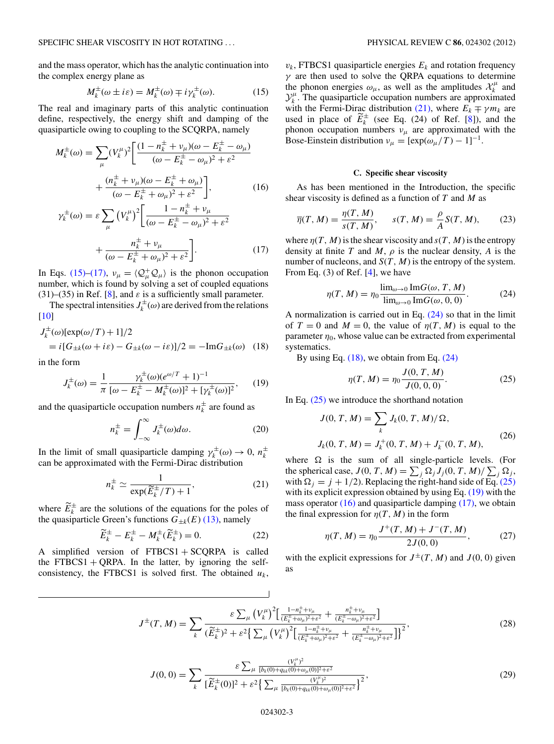and the mass operator, which has the analytic continuation into the complex energy plane as

$$M_k^{\pm}(\omega \pm i\varepsilon) = M_k^{\pm}(\omega) \mp i\gamma_k^{\pm}(\omega). \tag{15}$$

The real and imaginary parts of this analytic continuation define, respectively, the energy shift and damping of the quasiparticle owing to coupling to the SCQRPA, namely

$$M_k^{\pm}(\omega) = \sum_\mu (V_k^\mu)^2 \left[ \frac{(1 - n_k^{\pm} + \nu_\mu)(\omega - E_k^{\pm} - \omega_\mu)}{(\omega - E_k^{\pm} - \omega_\mu)^2 + \varepsilon^2} + \frac{(n_k^{\pm} + \nu_\mu)(\omega - E_k^{\pm} + \omega_\mu)}{(\omega - E_k^{\pm} + \omega_\mu)^2 + \varepsilon^2} \right], \tag{16}$$

$$\gamma_k^{\pm}(\omega) = \varepsilon \sum_\mu \left(V_k^\mu\right)^2 \left[ \frac{1 - n_k^{\pm} + \nu_\mu}{(\omega - E_k^{\pm} - \omega_\mu)^2 + \varepsilon^2} + \frac{n_k^{\pm} + \nu_\mu}{(\omega - E_k^{\pm} + \omega_\mu)^2 + \varepsilon^2} \right]. \tag{17}$$

In Eqs. (15)–(17), $\nu_\mu = \langle \mathcal{Q}_\mu^+ \mathcal{Q}_\mu \rangle$ is the phonon occupation number, which is found by solving a set of coupled equations (31)–(35) in Ref. [8], and $\varepsilon$ is a sufficiently small parameter.

The spectral intensities $J_k^{\pm}(\omega)$ are derived from the relations [10]

$$J_k^{\pm}(\omega)[\exp(\omega/T) + 1]/2 = i[G_{\pm k}(\omega + i\varepsilon) - G_{\pm k}(\omega - i\varepsilon)]/2 = -\mathrm{Im}G_{\pm k}(\omega) \tag{18}$$

in the form

$$J_k^{\pm}(\omega) = \frac{1}{\pi} \frac{\gamma_k^{\pm}(\omega)(e^{\omega/T} + 1)^{-1}}{[\omega - E_k^{\pm} - M_k^{\pm}(\omega)]^2 + [\gamma_k^{\pm}(\omega)]^2}, \tag{19}$$

and the quasiparticle occupation numbers $n_k^{\pm}$ are found as

$$n_k^{\pm} = \int_{-\infty}^{\infty} J_k^{\pm}(\omega) d\omega. \tag{20}$$

In the limit of small quasiparticle damping $\gamma_k^{\pm}(\omega) \to 0$, $n_k^{\pm}$ can be approximated with the Fermi-Dirac distribution

$$n_k^{\pm} \simeq \frac{1}{\exp(\widetilde{E}_k^{\pm}/T) + 1}, \tag{21}$$

where $\widetilde{E}_k^{\pm}$ are the solutions of the equations for the poles of the quasiparticle Green's functions $G_{\pm k}(E)$ (13), namely

$$\widetilde{E}_k^{\pm} - E_k^{\pm} - M_k^{\pm}(\widetilde{E}_k^{\pm}) = 0. \tag{22}$$

A simplified version of FTBCS1 + SCQRPA is called the FTBCS1 + QRPA. In the latter, by ignoring the self-consistency, the FTBCS1 is solved first. The obtained $u_k$, $v_k$, FTBCS1 quasiparticle energies $E_k$ and rotation frequency $\gamma$ are then used to solve the QRPA equations to determine the phonon energies $\omega_\mu$, as well as the amplitudes $\mathcal{X}_k^\mu$ and $\mathcal{Y}_k^\mu$. The quasiparticle occupation numbers are approximated with the Fermi-Dirac distribution (21), where $E_k \mp \gamma m_k$ are used in place of $\widetilde{E}_k^{\pm}$ (see Eq. (24) of Ref. [8]), and the phonon occupation numbers $\nu_\mu$ are approximated with the Bose-Einstein distribution $\nu_\mu = [\exp(\omega_\mu/T) - 1]^{-1}$.

### C. Specific shear viscosity

As has been mentioned in the Introduction, the specific shear viscosity is defined as a function of $T$ and $M$ as

$$\overline{\eta}(T, M) = \frac{\eta(T, M)}{s(T, M)}, \quad s(T, M) = \frac{\rho}{A} S(T, M), \tag{23}$$

where $\eta(T, M)$ is the shear viscosity and $s(T, M)$ is the entropy density at finite $T$ and $M$, $\rho$ is the nuclear density, $A$ is the number of nucleons, and $S(T, M)$ is the entropy of the system. From Eq. (3) of Ref. [4], we have

$$\eta(T, M) = \eta_0 \frac{\lim_{\omega \to 0} \mathrm{Im}G(\omega, T, M)}{\lim_{\omega \to 0} \mathrm{Im}G(\omega, 0, 0)}. \tag{24}$$

A normalization is carried out in Eq. (24) so that in the limit of $T = 0$ and $M = 0$, the value of $\eta(T, M)$ is equal to the parameter $\eta_0$, whose value can be extracted from experimental systematics.

By using Eq. (18), we obtain from Eq. (24)

$$\eta(T, M) = \eta_0 \frac{J(0, T, M)}{J(0, 0, 0)}. \tag{25}$$

In Eq. (25) we introduce the shorthand notation

$$J(0, T, M) = \sum_k J_k(0, T, M)/\Omega,$$
$$J_k(0, T, M) = J_k^+(0, T, M) + J_k^-(0, T, M), \tag{26}$$

where $\Omega$ is the sum of all single-particle levels. (For the spherical case, $J(0, T, M) = \sum_j \Omega_j J_j(0, T, M)/\sum_j \Omega_j$, with $\Omega_j = j + 1/2$). Replacing the right-hand side of Eq. (25) with its explicit expression obtained by using Eq. (19) with the mass operator (16) and quasiparticle damping (17), we obtain the final expression for $\eta(T, M)$ in the form

$$\eta(T, M) = \eta_0 \frac{J^+(T, M) + J^-(T, M)}{2J(0, 0)}, \tag{27}$$

with the explicit expressions for $J^{\pm}(T, M)$ and $J(0, 0)$ given as

$$J^{\pm}(T, M) = \sum_k \frac{\varepsilon \sum_\mu \left(V_k^\mu\right)^2 \left[ \frac{1 - n_k^{\pm} + \nu_\mu}{(E_k^{\pm} + \omega_\mu)^2 + \varepsilon^2} + \frac{n_k^{\pm} + \nu_\mu}{(E_k^{\pm} - \omega_\mu)^2 + \varepsilon^2} \right]}{(\widetilde{E}_k^{\pm})^2 + \varepsilon^2 \left\{ \sum_\mu \left(V_k^\mu\right)^2 \left[ \frac{1 - n_k^{\pm} + \nu_\mu}{(E_k^{\pm} + \omega_\mu)^2 + \varepsilon^2} + \frac{n_k^{\pm} + \nu_\mu}{(E_k^{\pm} - \omega_\mu)^2 + \varepsilon^2} \right] \right\}^2}, \tag{28}$$

$$J(0, 0) = \sum_k \frac{\varepsilon \sum_\mu \frac{(V_k^\mu)^2}{[b_k(0) + q_{kk}(0) + \omega_\mu(0)]^2 + \varepsilon^2}}{[\widetilde{E}_k^{\pm}(0)]^2 + \varepsilon^2 \left\{ \sum_\mu \frac{(V_k^\mu)^2}{[b_k(0) + q_{kk}(0) + \omega_\mu(0)]^2 + \varepsilon^2} \right\}^2}, \tag{29}$$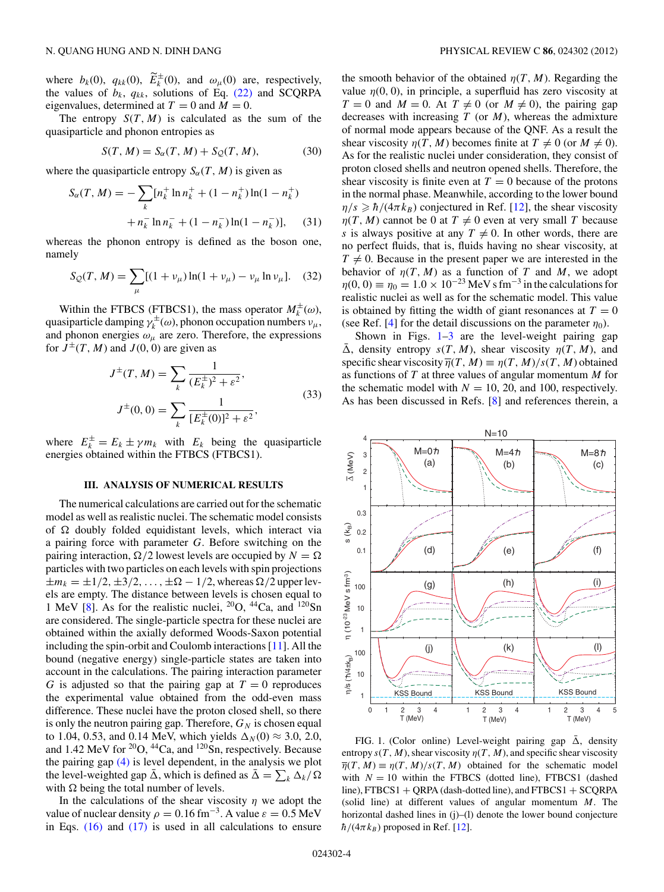where $b_k(0)$, $q_{kk}(0)$, $\widetilde{E}_k^{\pm}(0)$, and $\omega_\mu(0)$ are, respectively, the values of $b_k$, $q_{kk}$, solutions of Eq. (22) and SCQRPA eigenvalues, determined at $T = 0$ and $M = 0$.

The entropy $S(T, M)$ is calculated as the sum of the quasiparticle and phonon entropies as

$$S(T, M) = S_\alpha(T, M) + S_Q(T, M), \tag{30}$$

where the quasiparticle entropy $S_\alpha(T, M)$ is given as

$$S_\alpha(T, M) = -\sum_k [n_k^+ \ln n_k^+ + (1 - n_k^+)\ln(1 - n_k^+) + n_k^- \ln n_k^- + (1 - n_k^-)\ln(1 - n_k^-)], \tag{31}$$

whereas the phonon entropy is defined as the boson one, namely

$$S_Q(T, M) = \sum_\mu [(1 + \nu_\mu)\ln(1 + \nu_\mu) - \nu_\mu \ln \nu_\mu]. \tag{32}$$

Within the FTBCS (FTBCS1), the mass operator $M_k^{\pm}(\omega)$, quasiparticle damping $\gamma_k^{\pm}(\omega)$, phonon occupation numbers $\nu_\mu$, and phonon energies $\omega_\mu$ are zero. Therefore, the expressions for $J^{\pm}(T, M)$ and $J(0, 0)$ are given as

$$J^{\pm}(T, M) = \sum_k \frac{1}{(E_k^{\pm})^2 + \varepsilon^2},$$
$$J^{\pm}(0, 0) = \sum_k \frac{1}{[E_k^{\pm}(0)]^2 + \varepsilon^2}, \tag{33}$$

where $E_k^{\pm} = E_k \pm \gamma m_k$ with $E_k$ being the quasiparticle energies obtained within the FTBCS (FTBCS1).

## III. ANALYSIS OF NUMERICAL RESULTS

The numerical calculations are carried out for the schematic model as well as realistic nuclei. The schematic model consists of $\Omega$ doubly folded equidistant levels, which interact via a pairing force with parameter $G$. Before switching on the pairing interaction, $\Omega/2$ lowest levels are occupied by $N = \Omega$ particles with two particles on each levels with spin projections $\pm m_k = \pm 1/2, \pm 3/2, \ldots, \pm\Omega - 1/2$, whereas $\Omega/2$ upper levels are empty. The distance between levels is chosen equal to 1 MeV [8]. As for the realistic nuclei, $^{20}$O, $^{44}$Ca, and $^{120}$Sn are considered. The single-particle spectra for these nuclei are obtained within the axially deformed Woods-Saxon potential including the spin-orbit and Coulomb interactions [11]. All the bound (negative energy) single-particle states are taken into account in the calculations. The pairing interaction parameter $G$ is adjusted so that the pairing gap at $T = 0$ reproduces the experimental value obtained from the odd-even mass difference. These nuclei have the proton closed shell, so there is only the neutron pairing gap. Therefore, $G_N$ is chosen equal to 1.04, 0.53, and 0.14 MeV, which yields $\Delta_N(0) \approx 3.0$, 2.0, and 1.42 MeV for $^{20}$O, $^{44}$Ca, and $^{120}$Sn, respectively. Because the pairing gap (4) is level dependent, in the analysis we plot the level-weighted gap $\bar{\Delta}$, which is defined as $\bar{\Delta} = \sum_k \Delta_k/\Omega$ with $\Omega$ being the total number of levels.

In the calculations of the shear viscosity $\eta$ we adopt the value of nuclear density $\rho = 0.16$ fm$^{-3}$. A value $\varepsilon = 0.5$ MeV in Eqs. (16) and (17) is used in all calculations to ensure the smooth behavior of the obtained $\eta(T, M)$. Regarding the value $\eta(0, 0)$, in principle, a superfluid has zero viscosity at $T = 0$ and $M = 0$. At $T \neq 0$ (or $M \neq 0$), the pairing gap decreases with increasing $T$ (or $M$), whereas the admixture of normal mode appears because of the QNF. As a result the shear viscosity $\eta(T, M)$ becomes finite at $T \neq 0$ (or $M \neq 0$). As for the realistic nuclei under consideration, they consist of proton closed shells and neutron opened shells. Therefore, the shear viscosity is finite even at $T = 0$ because of the protons in the normal phase. Meanwhile, according to the lower bound $\eta/s \geqslant \hbar/(4\pi k_B)$ conjectured in Ref. [12], the shear viscosity $\eta(T, M)$ cannot be 0 at $T \neq 0$ even at very small $T$ because $s$ is always positive at any $T \neq 0$. In other words, there are no perfect fluids, that is, fluids having no shear viscosity, at $T \neq 0$. Because in the present paper we are interested in the behavior of $\eta(T, M)$ as a function of $T$ and $M$, we adopt $\eta(0, 0) \equiv \eta_0 = 1.0 \times 10^{-23}$ MeV s fm$^{-3}$ in the calculations for realistic nuclei as well as for the schematic model. This value is obtained by fitting the width of giant resonances at $T = 0$ (see Ref. [4] for the detail discussions on the parameter $\eta_0$).

Shown in Figs. 1–3 are the level-weight pairing gap $\bar{\Delta}$, density entropy $s(T, M)$, shear viscosity $\eta(T, M)$, and specific shear viscosity $\bar{\eta}(T, M) \equiv \eta(T, M)/s(T, M)$ obtained as functions of $T$ at three values of angular momentum $M$ for the schematic model with $N = 10$, 20, and 100, respectively. As has been discussed in Refs. [8] and references therein, a

FIG. 1. (Color online) Level-weight pairing gap $\bar{\Delta}$, density entropy $s(T, M)$, shear viscosity $\eta(T, M)$, and specific shear viscosity $\bar{\eta}(T, M) \equiv \eta(T, M)/s(T, M)$ obtained for the schematic model with $N = 10$ within the FTBCS (dotted line), FTBCS1 (dashed line), FTBCS1 + QRPA (dash-dotted line), and FTBCS1 + SCQRPA (solid line) at different values of angular momentum $M$. The horizontal dashed lines in (j)–(l) denote the lower bound conjecture $\hbar/(4\pi k_B)$ proposed in Ref. [12].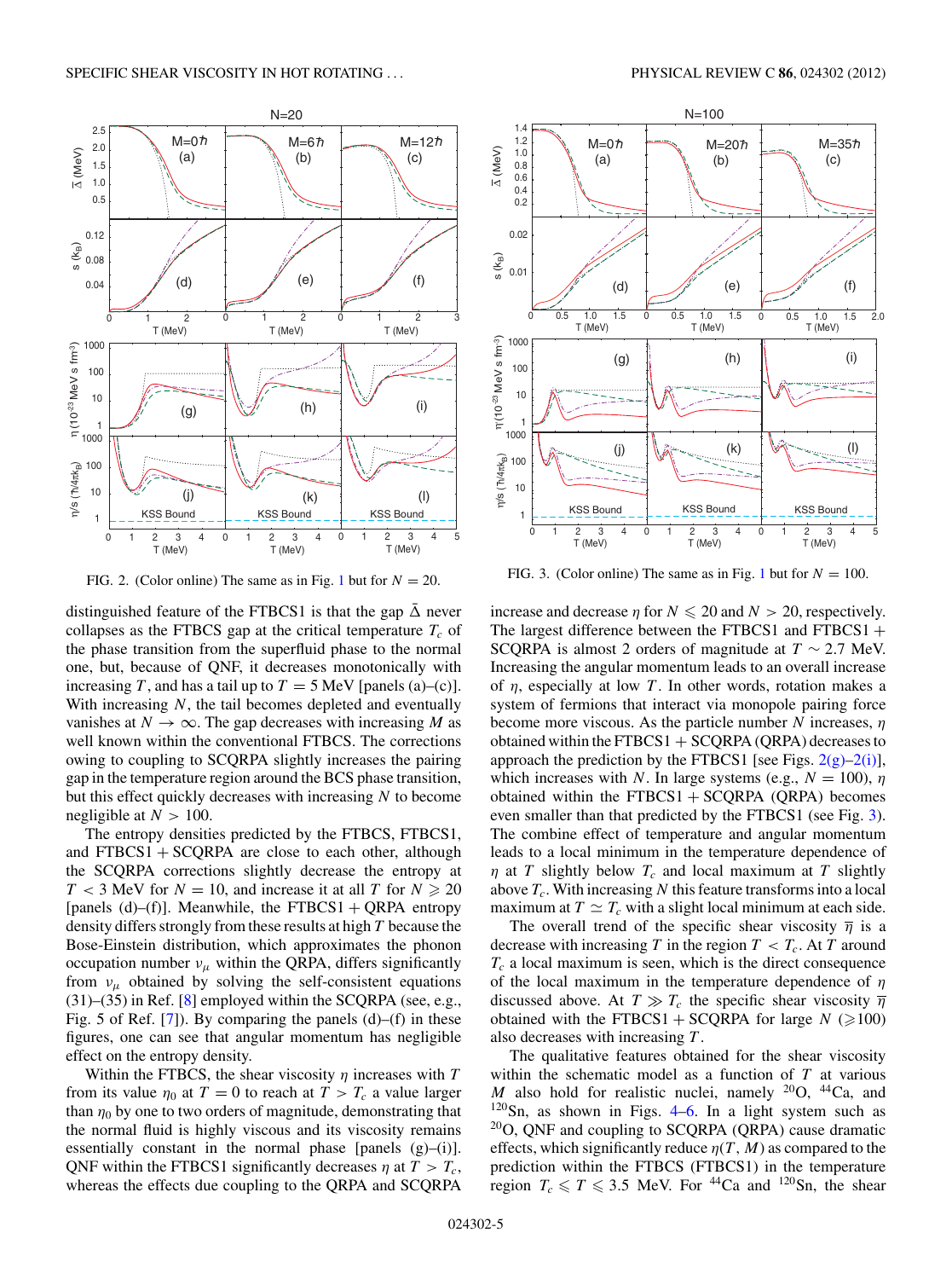FIG. 2. (Color online) The same as in Fig. 1 but for $N = 20$.

FIG. 3. (Color online) The same as in Fig. 1 but for $N = 100$.

distinguished feature of the FTBCS1 is that the gap $\bar{\Delta}$ never collapses as the FTBCS gap at the critical temperature $T_c$ of the phase transition from the superfluid phase to the normal one, but, because of QNF, it decreases monotonically with increasing $T$, and has a tail up to $T = 5$ MeV [panels (a)–(c)]. With increasing $N$, the tail becomes depleted and eventually vanishes at $N \to \infty$. The gap decreases with increasing $M$ as well known within the conventional FTBCS. The corrections owing to coupling to SCQRPA slightly increases the pairing gap in the temperature region around the BCS phase transition, but this effect quickly decreases with increasing $N$ to become negligible at $N > 100$.

The entropy densities predicted by the FTBCS, FTBCS1, and FTBCS1 + SCQRPA are close to each other, although the SCQRPA corrections slightly decrease the entropy at $T < 3$ MeV for $N = 10$, and increase it at all $T$ for $N \geqslant 20$ [panels (d)–(f)]. Meanwhile, the FTBCS1 + QRPA entropy density differs strongly from these results at high $T$ because the Bose-Einstein distribution, which approximates the phonon occupation number $\nu_\mu$ within the QRPA, differs significantly from $\nu_\mu$ obtained by solving the self-consistent equations (31)–(35) in Ref. [8] employed within the SCQRPA (see, e.g., Fig. 5 of Ref. [7]). By comparing the panels (d)–(f) in these figures, one can see that angular momentum has negligible effect on the entropy density.

Within the FTBCS, the shear viscosity $\eta$ increases with $T$ from its value $\eta_0$ at $T = 0$ to reach at $T > T_c$ a value larger than $\eta_0$ by one to two orders of magnitude, demonstrating that the normal fluid is highly viscous and its viscosity remains essentially constant in the normal phase [panels (g)–(i)]. QNF within the FTBCS1 significantly decreases $\eta$ at $T > T_c$, whereas the effects due coupling to the QRPA and SCQRPA increase and decrease $\eta$ for $N \leqslant 20$ and $N > 20$, respectively. The largest difference between the FTBCS1 and FTBCS1 + SCQRPA is almost 2 orders of magnitude at $T \sim 2.7$ MeV. Increasing the angular momentum leads to an overall increase of $\eta$, especially at low $T$. In other words, rotation makes a system of fermions that interact via monopole pairing force become more viscous. As the particle number $N$ increases, $\eta$ obtained within the FTBCS1 + SCQRPA (QRPA) decreases to approach the prediction by the FTBCS1 [see Figs. 2(g)–2(i)], which increases with $N$. In large systems (e.g., $N = 100$), $\eta$ obtained within the FTBCS1 + SCQRPA (QRPA) becomes even smaller than that predicted by the FTBCS1 (see Fig. 3). The combine effect of temperature and angular momentum leads to a local minimum in the temperature dependence of $\eta$ at $T$ slightly below $T_c$ and local maximum at $T$ slightly above $T_c$. With increasing $N$ this feature transforms into a local maximum at $T \simeq T_c$ with a slight local minimum at each side.

The overall trend of the specific shear viscosity $\bar{\eta}$ is a decrease with increasing $T$ in the region $T < T_c$. At $T$ around $T_c$ a local maximum is seen, which is the direct consequence of the local maximum in the temperature dependence of $\eta$ discussed above. At $T \gg T_c$ the specific shear viscosity $\bar{\eta}$ obtained with the FTBCS1 + SCQRPA for large $N$ ($\geqslant$100) also decreases with increasing $T$.

The qualitative features obtained for the shear viscosity within the schematic model as a function of $T$ at various $M$ also hold for realistic nuclei, namely $^{20}$O, $^{44}$Ca, and $^{120}$Sn, as shown in Figs. 4–6. In a light system such as $^{20}$O, QNF and coupling to SCQRPA (QRPA) cause dramatic effects, which significantly reduce $\eta(T, M)$ as compared to the prediction within the FTBCS (FTBCS1) in the temperature region $T_c \leqslant T \leqslant 3.5$ MeV. For $^{44}$Ca and $^{120}$Sn, the shear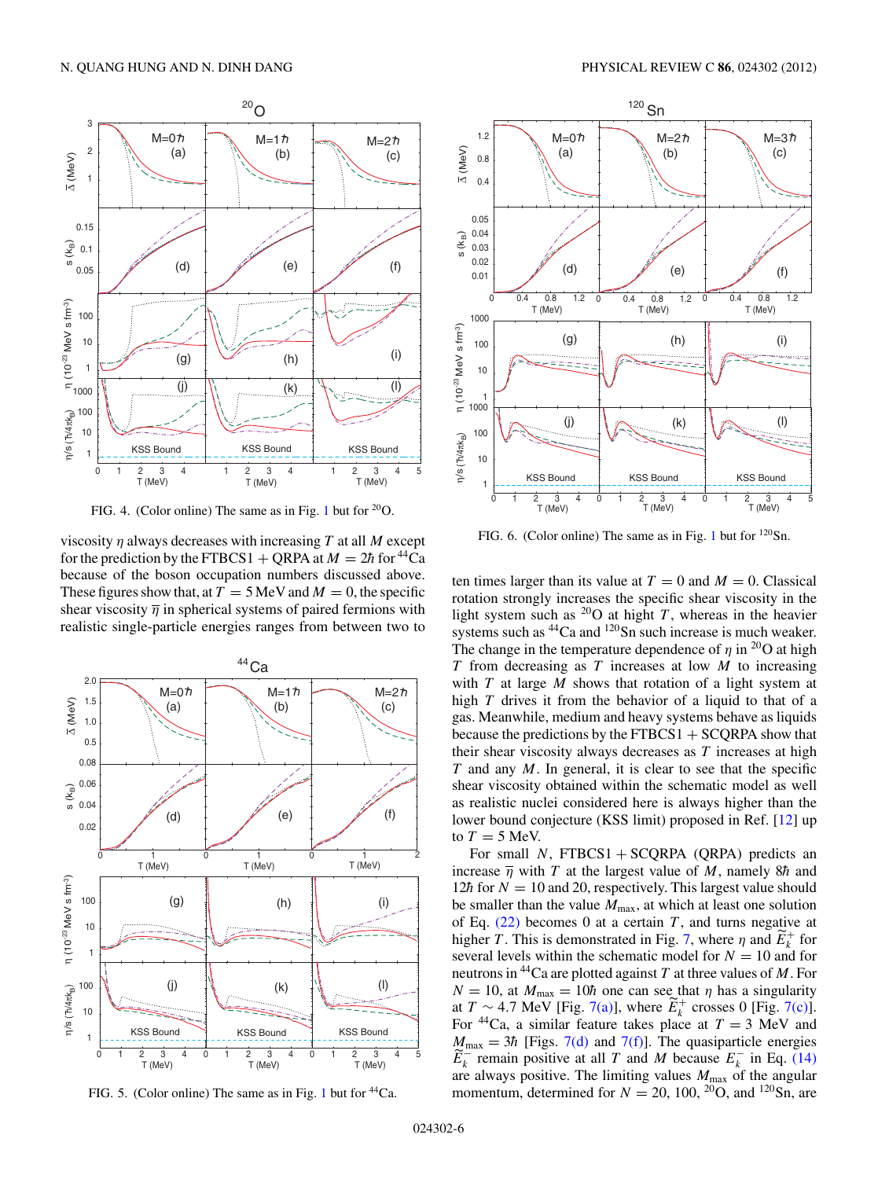FIG. 4. (Color online) The same as in Fig. 1 but for $^{20}$O.

viscosity $\eta$ always decreases with increasing $T$ at all $M$ except for the prediction by the FTBCS1 + QRPA at $M = 2\hbar$ for $^{44}$Ca because of the boson occupation numbers discussed above. These figures show that, at $T = 5$ MeV and $M = 0$, the specific shear viscosity $\overline{\eta}$ in spherical systems of paired fermions with realistic single-particle energies ranges from between two to

FIG. 5. (Color online) The same as in Fig. 1 but for $^{44}$Ca.

FIG. 6. (Color online) The same as in Fig. 1 but for $^{120}$Sn.

ten times larger than its value at $T = 0$ and $M = 0$. Classical rotation strongly increases the specific shear viscosity in the light system such as $^{20}$O at hight $T$, whereas in the heavier systems such as $^{44}$Ca and $^{120}$Sn such increase is much weaker. The change in the temperature dependence of $\eta$ in $^{20}$O at high $T$ from decreasing as $T$ increases at low $M$ to increasing with $T$ at large $M$ shows that rotation of a light system at high $T$ drives it from the behavior of a liquid to that of a gas. Meanwhile, medium and heavy systems behave as liquids because the predictions by the FTBCS1 + SCQRPA show that their shear viscosity always decreases as $T$ increases at high $T$ and any $M$. In general, it is clear to see that the specific shear viscosity obtained within the schematic model as well as realistic nuclei considered here is always higher than the lower bound conjecture (KSS limit) proposed in Ref. [12] up to $T = 5$ MeV.

For small $N$, FTBCS1 + SCQRPA (QRPA) predicts an increase $\overline{\eta}$ with $T$ at the largest value of $M$, namely $8\hbar$ and $12\hbar$ for $N = 10$ and 20, respectively. This largest value should be smaller than the value $M_{\rm max}$, at which at least one solution of Eq. (22) becomes 0 at a certain $T$, and turns negative at higher $T$. This is demonstrated in Fig. 7, where $\eta$ and $\widetilde{E}_k^+$ for several levels within the schematic model for $N = 10$ and for neutrons in $^{44}$Ca are plotted against $T$ at three values of $M$. For $N = 10$, at $M_{\rm max} = 10\hbar$ one can see that $\eta$ has a singularity at $T \sim 4.7$ MeV [Fig. 7(a)], where $\widetilde{E}_k^+$ crosses 0 [Fig. 7(c)]. For $^{44}$Ca, a similar feature takes place at $T = 3$ MeV and $M_{\rm max} = 3\hbar$ [Figs. 7(d) and 7(f)]. The quasiparticle energies $\widetilde{E}_k^-$ remain positive at all $T$ and $M$ because $E_k^-$ in Eq. (14) are always positive. The limiting values $M_{\rm max}$ of the angular momentum, determined for $N = 20$, 100, $^{20}$O, and $^{120}$Sn, are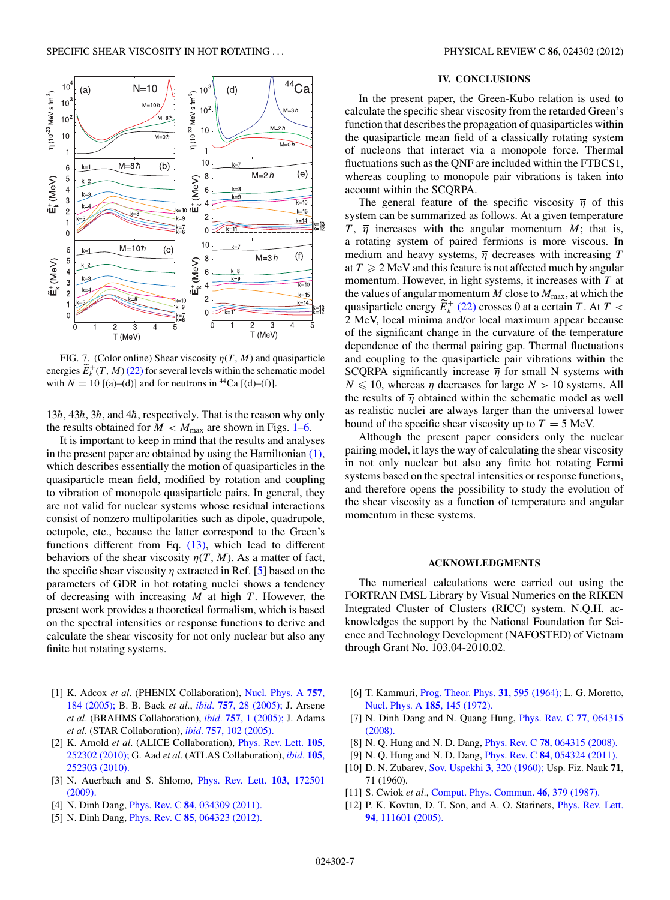(a) N=10
M=10ħ
M=8ħ
M=0ħ
$\eta$ ($10^{-23}$ MeV s fm$^3$)
(b) M=8ħ
k=1 k=2 k=3 k=4 k=5 k=8 k=10 k=9 k=7 k=6
$\tilde{E}^{+}_k$ (MeV)
(c) M=10ħ
k=1 k=2 k=3 k=4 k=5 k=8 k=10 k=9 k=7 k=6
T (MeV)
(d) $^{44}$Ca
M=3ħ
M=2ħ
M=0ħ
(e) M=2ħ
k=7 k=8 k=9 k=10 k=15 k=14 k=11 k=13 k=12
(f) M=3ħ
k=7 k=8 k=9 k=10 k=15 k=14 k=11 k=13 k=12
T (MeV)

FIG. 7. (Color online) Shear viscosity $\eta(T, M)$ and quasiparticle energies $\widetilde{E}^{+}_{k}(T, M)$ (22) for several levels within the schematic model with $N = 10$ [(a)–(d)] and for neutrons in $^{44}$Ca [(d)–(f)].

$13\hbar$, $43\hbar$, $3\hbar$, and $4\hbar$, respectively. That is the reason why only the results obtained for $M < M_{\max}$ are shown in Figs. 1–6.

It is important to keep in mind that the results and analyses in the present paper are obtained by using the Hamiltonian (1), which describes essentially the motion of quasiparticles in the quasiparticle mean field, modified by rotation and coupling to vibration of monopole quasiparticle pairs. In general, they are not valid for nuclear systems whose residual interactions consist of nonzero multipolarities such as dipole, quadrupole, octupole, etc., because the latter correspond to the Green's functions different from Eq. (13), which lead to different behaviors of the shear viscosity $\eta(T, M)$. As a matter of fact, the specific shear viscosity $\overline{\eta}$ extracted in Ref. [5] based on the parameters of GDR in hot rotating nuclei shows a tendency of decreasing with increasing $M$ at high $T$. However, the present work provides a theoretical formalism, which is based on the spectral intensities or response functions to derive and calculate the shear viscosity for not only nuclear but also any finite hot rotating systems.

## IV. CONCLUSIONS

In the present paper, the Green-Kubo relation is used to calculate the specific shear viscosity from the retarded Green's function that describes the propagation of quasiparticles within the quasiparticle mean field of a classically rotating system of nucleons that interact via a monopole force. Thermal fluctuations such as the QNF are included within the FTBCS1, whereas coupling to monopole pair vibrations is taken into account within the SCQRPA.

The general feature of the specific viscosity $\overline{\eta}$ of this system can be summarized as follows. At a given temperature $T$, $\overline{\eta}$ increases with the angular momentum $M$; that is, a rotating system of paired fermions is more viscous. In medium and heavy systems, $\overline{\eta}$ decreases with increasing $T$ at $T \geqslant 2$ MeV and this feature is not affected much by angular momentum. However, in light systems, it increases with $T$ at the values of angular momentum $M$ close to $M_{\max}$, at which the quasiparticle energy $\widetilde{E}^{+}_{k}$ (22) crosses 0 at a certain $T$. At $T < 2$ MeV, local minima and/or local maximum appear because of the significant change in the curvature of the temperature dependence of the thermal pairing gap. Thermal fluctuations and coupling to the quasiparticle pair vibrations within the SCQRPA significantly increase $\overline{\eta}$ for small N systems with $N \leqslant 10$, whereas $\overline{\eta}$ decreases for large $N > 10$ systems. All the results of $\overline{\eta}$ obtained within the schematic model as well as realistic nuclei are always larger than the universal lower bound of the specific shear viscosity up to $T = 5$ MeV.

Although the present paper considers only the nuclear pairing model, it lays the way of calculating the shear viscosity in not only nuclear but also any finite hot rotating Fermi systems based on the spectral intensities or response functions, and therefore opens the possibility to study the evolution of the shear viscosity as a function of temperature and angular momentum in these systems.

## ACKNOWLEDGMENTS

The numerical calculations were carried out using the FORTRAN IMSL Library by Visual Numerics on the RIKEN Integrated Cluster of Clusters (RICC) system. N.Q.H. acknowledges the support by the National Foundation for Science and Technology Development (NAFOSTED) of Vietnam through Grant No. 103.04-2010.02.

[1] K. Adcox *et al.* (PHENIX Collaboration), Nucl. Phys. A **757**, 184 (2005); B. B. Back *et al.*, *ibid.* **757**, 28 (2005); J. Arsene *et al.* (BRAHMS Collaboration), *ibid.* **757**, 1 (2005); J. Adams *et al.* (STAR Collaboration), *ibid.* **757**, 102 (2005).

[2] K. Arnold *et al.* (ALICE Collaboration), Phys. Rev. Lett. **105**, 252302 (2010); G. Aad *et al.* (ATLAS Collaboration), *ibid.* **105**, 252303 (2010).

[3] N. Auerbach and S. Shlomo, Phys. Rev. Lett. **103**, 172501 (2009).

[4] N. Dinh Dang, Phys. Rev. C **84**, 034309 (2011).

[5] N. Dinh Dang, Phys. Rev. C **85**, 064323 (2012).

[6] T. Kammuri, Prog. Theor. Phys. **31**, 595 (1964); L. G. Moretto, Nucl. Phys. A **185**, 145 (1972).

[7] N. Dinh Dang and N. Quang Hung, Phys. Rev. C **77**, 064315 (2008).

[8] N. Q. Hung and N. D. Dang, Phys. Rev. C **78**, 064315 (2008).

[9] N. Q. Hung and N. D. Dang, Phys. Rev. C **84**, 054324 (2011).

[10] D. N. Zubarev, Sov. Uspekhi **3**, 320 (1960); Usp. Fiz. Nauk **71**, 71 (1960).

[11] S. Cwiok *et al.*, Comput. Phys. Commun. **46**, 379 (1987).

[12] P. K. Kovtun, D. T. Son, and A. O. Starinets, Phys. Rev. Lett. **94**, 111601 (2005).